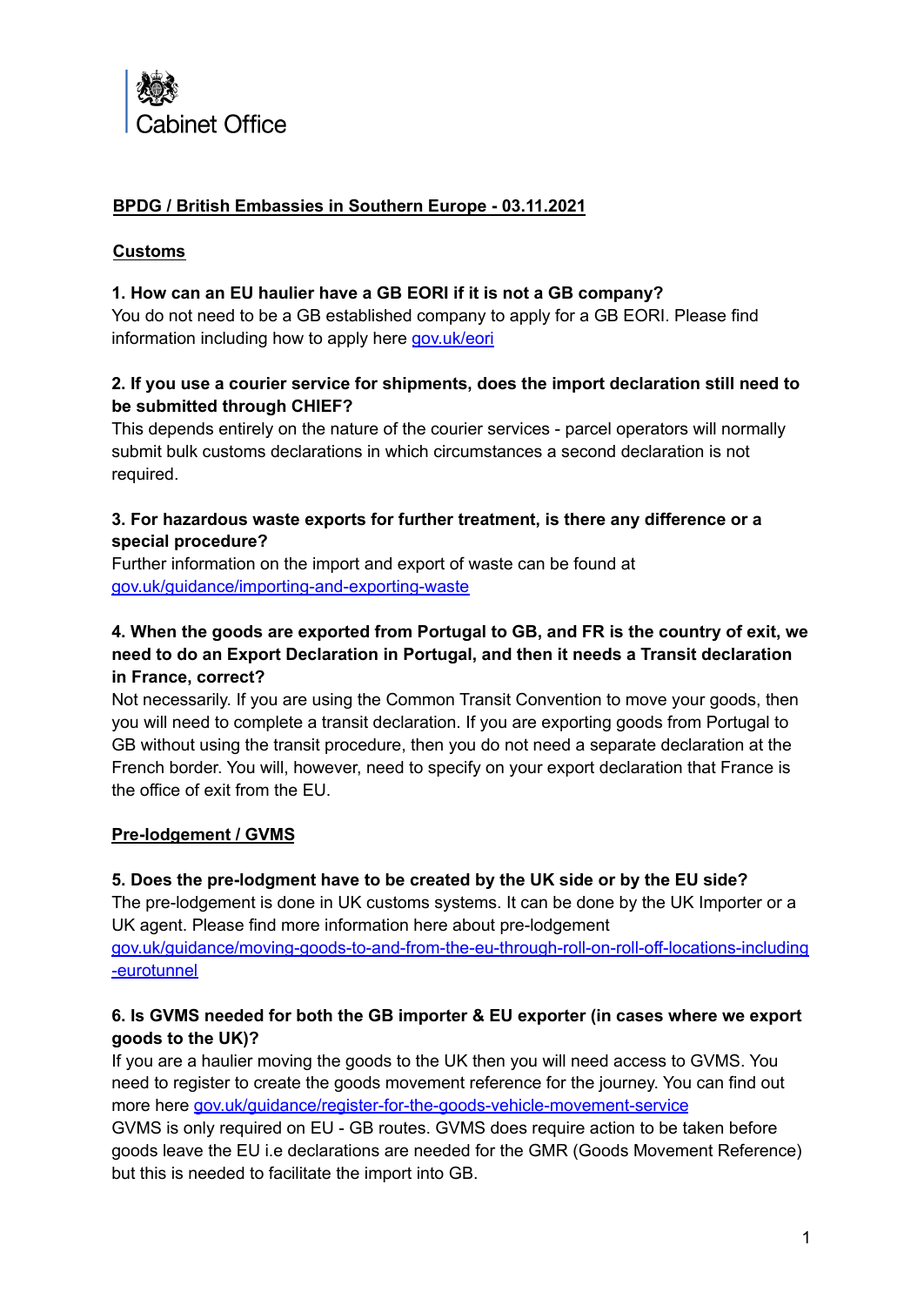Cabinet Office

**BPDG / British Embassies in Southern Europe - 03.11.2021**

## Customs

**1. How can an EU haulier have a GB EORI if it is not a GB company?**

You do not need to be a GB established company to apply for a GB EORI. Please find information including how to apply here [gov.uk/eori](gov.uk/eori)

**2. If you use a courier service for shipments, does the import declaration still need to be submitted through CHIEF?**

This depends entirely on the nature of the courier services - parcel operators will normally submit bulk customs declarations in which circumstances a second declaration is not required.

**3. For hazardous waste exports for further treatment, is there any difference or a special procedure?**

Further information on the import and export of waste can be found at [gov.uk/guidance/importing-and-exporting-waste](gov.uk/guidance/importing-and-exporting-waste)

**4. When the goods are exported from Portugal to GB, and FR is the country of exit, we need to do an Export Declaration in Portugal, and then it needs a Transit declaration in France, correct?**

Not necessarily. If you are using the Common Transit Convention to move your goods, then you will need to complete a transit declaration. If you are exporting goods from Portugal to GB without using the transit procedure, then you do not need a separate declaration at the French border. You will, however, need to specify on your export declaration that France is the office of exit from the EU.

## Pre-lodgement / GVMS

**5. Does the pre-lodgment have to be created by the UK side or by the EU side?**

The pre-lodgement is done in UK customs systems. It can be done by the UK Importer or a UK agent. Please find more information here about pre-lodgement [gov.uk/guidance/moving-goods-to-and-from-the-eu-through-roll-on-roll-off-locations-including-eurotunnel](gov.uk/guidance/moving-goods-to-and-from-the-eu-through-roll-on-roll-off-locations-including-eurotunnel)

**6. Is GVMS needed for both the GB importer & EU exporter (in cases where we export goods to the UK)?**

If you are a haulier moving the goods to the UK then you will need access to GVMS. You need to register to create the goods movement reference for the journey. You can find out more here [gov.uk/guidance/register-for-the-goods-vehicle-movement-service](gov.uk/guidance/register-for-the-goods-vehicle-movement-service)

GVMS is only required on EU - GB routes. GVMS does require action to be taken before goods leave the EU i.e declarations are needed for the GMR (Goods Movement Reference) but this is needed to facilitate the import into GB.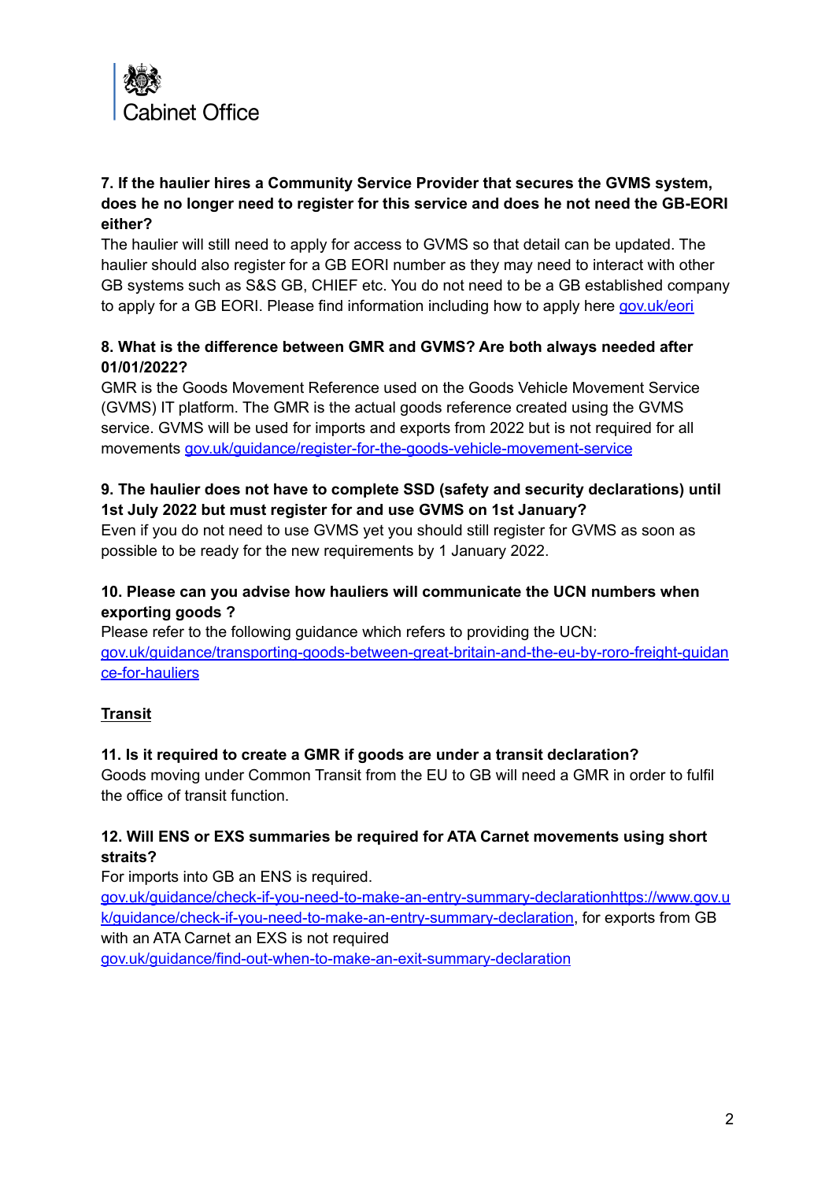Cabinet Office

**7. If the haulier hires a Community Service Provider that secures the GVMS system, does he no longer need to register for this service and does he not need the GB-EORI either?**

The haulier will still need to apply for access to GVMS so that detail can be updated. The haulier should also register for a GB EORI number as they may need to interact with other GB systems such as S&S GB, CHIEF etc. You do not need to be a GB established company to apply for a GB EORI. Please find information including how to apply here [gov.uk/eori](gov.uk/eori)

**8. What is the difference between GMR and GVMS? Are both always needed after 01/01/2022?**

GMR is the Goods Movement Reference used on the Goods Vehicle Movement Service (GVMS) IT platform. The GMR is the actual goods reference created using the GVMS service. GVMS will be used for imports and exports from 2022 but is not required for all movements [gov.uk/guidance/register-for-the-goods-vehicle-movement-service](gov.uk/guidance/register-for-the-goods-vehicle-movement-service)

**9. The haulier does not have to complete SSD (safety and security declarations) until 1st July 2022 but must register for and use GVMS on 1st January?**

Even if you do not need to use GVMS yet you should still register for GVMS as soon as possible to be ready for the new requirements by 1 January 2022.

**10. Please can you advise how hauliers will communicate the UCN numbers when exporting goods ?**

Please refer to the following guidance which refers to providing the UCN: [gov.uk/guidance/transporting-goods-between-great-britain-and-the-eu-by-roro-freight-guidance-for-hauliers](gov.uk/guidance/transporting-goods-between-great-britain-and-the-eu-by-roro-freight-guidance-for-hauliers)

## Transit

**11. Is it required to create a GMR if goods are under a transit declaration?**

Goods moving under Common Transit from the EU to GB will need a GMR in order to fulfil the office of transit function.

**12. Will ENS or EXS summaries be required for ATA Carnet movements using short straits?**

For imports into GB an ENS is required. [gov.uk/guidance/check-if-you-need-to-make-an-entry-summary-declarationhttps://www.gov.uk/guidance/check-if-you-need-to-make-an-entry-summary-declaration](https://www.gov.uk/guidance/check-if-you-need-to-make-an-entry-summary-declaration), for exports from GB with an ATA Carnet an EXS is not required [gov.uk/guidance/find-out-when-to-make-an-exit-summary-declaration](gov.uk/guidance/find-out-when-to-make-an-exit-summary-declaration)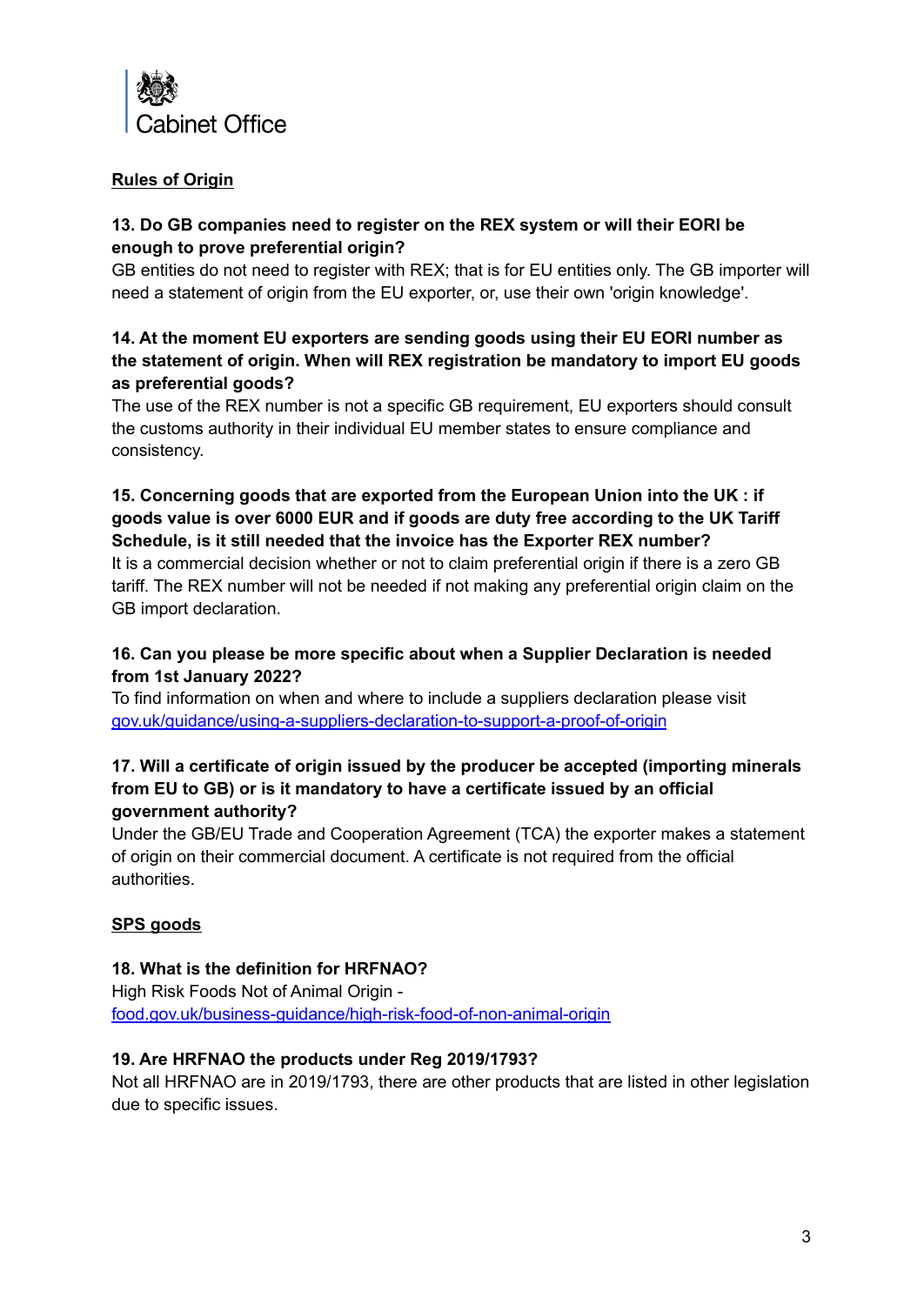Cabinet Office

## Rules of Origin

**13. Do GB companies need to register on the REX system or will their EORI be enough to prove preferential origin?**

GB entities do not need to register with REX; that is for EU entities only. The GB importer will need a statement of origin from the EU exporter, or, use their own 'origin knowledge'.

**14. At the moment EU exporters are sending goods using their EU EORI number as the statement of origin. When will REX registration be mandatory to import EU goods as preferential goods?**

The use of the REX number is not a specific GB requirement, EU exporters should consult the customs authority in their individual EU member states to ensure compliance and consistency.

**15. Concerning goods that are exported from the European Union into the UK : if goods value is over 6000 EUR and if goods are duty free according to the UK Tariff Schedule, is it still needed that the invoice has the Exporter REX number?**

It is a commercial decision whether or not to claim preferential origin if there is a zero GB tariff. The REX number will not be needed if not making any preferential origin claim on the GB import declaration.

**16. Can you please be more specific about when a Supplier Declaration is needed from 1st January 2022?**

To find information on when and where to include a suppliers declaration please visit [gov.uk/guidance/using-a-suppliers-declaration-to-support-a-proof-of-origin](gov.uk/guidance/using-a-suppliers-declaration-to-support-a-proof-of-origin)

**17. Will a certificate of origin issued by the producer be accepted (importing minerals from EU to GB) or is it mandatory to have a certificate issued by an official government authority?**

Under the GB/EU Trade and Cooperation Agreement (TCA) the exporter makes a statement of origin on their commercial document. A certificate is not required from the official authorities.

## SPS goods

**18. What is the definition for HRFNAO?**

High Risk Foods Not of Animal Origin - [food.gov.uk/business-guidance/high-risk-food-of-non-animal-origin](food.gov.uk/business-guidance/high-risk-food-of-non-animal-origin)

**19. Are HRFNAO the products under Reg 2019/1793?**

Not all HRFNAO are in 2019/1793, there are other products that are listed in other legislation due to specific issues.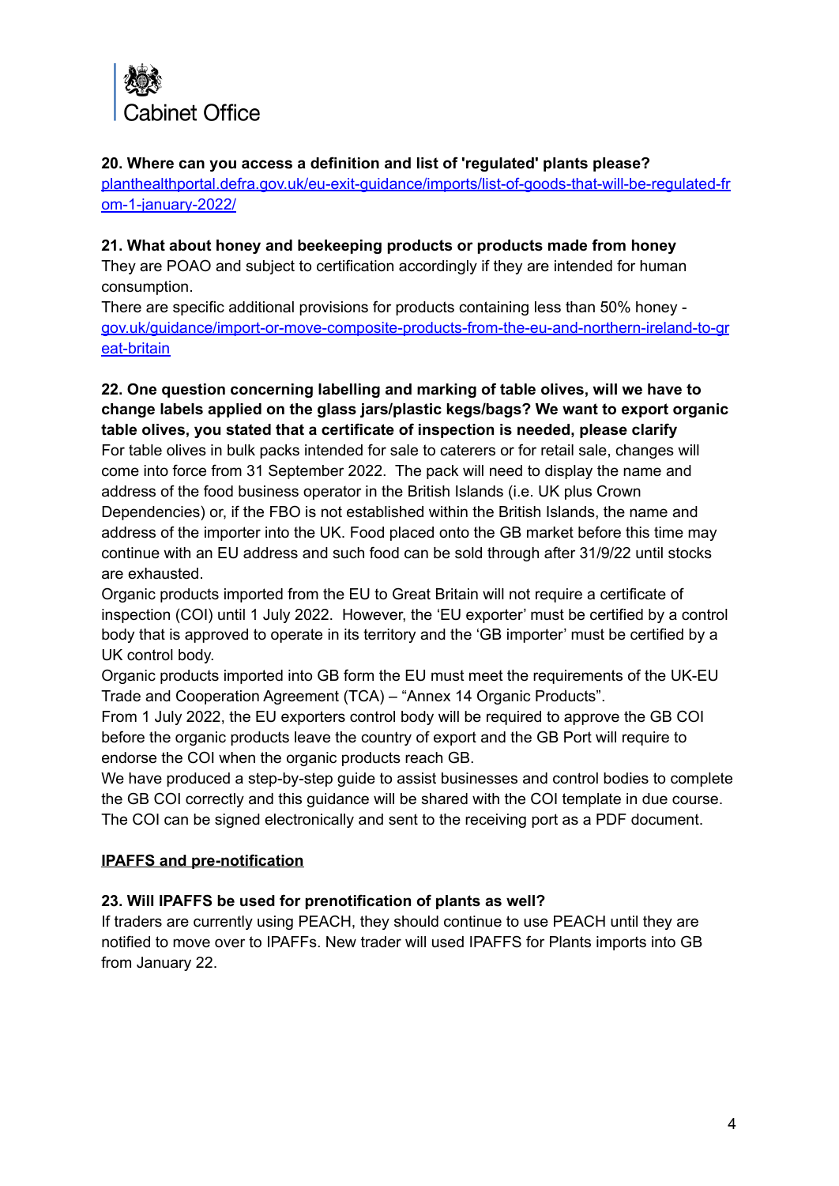**20. Where can you access a definition and list of 'regulated' plants please?**
[planthealthportal.defra.gov.uk/eu-exit-guidance/imports/list-of-goods-that-will-be-regulated-from-1-january-2022/](planthealthportal.defra.gov.uk/eu-exit-guidance/imports/list-of-goods-that-will-be-regulated-from-1-january-2022/)

**21. What about honey and beekeeping products or products made from honey**
They are POAO and subject to certification accordingly if they are intended for human consumption.
There are specific additional provisions for products containing less than 50% honey - [gov.uk/guidance/import-or-move-composite-products-from-the-eu-and-northern-ireland-to-great-britain](gov.uk/guidance/import-or-move-composite-products-from-the-eu-and-northern-ireland-to-great-britain)

**22. One question concerning labelling and marking of table olives, will we have to change labels applied on the glass jars/plastic kegs/bags? We want to export organic table olives, you stated that a certificate of inspection is needed, please clarify**
For table olives in bulk packs intended for sale to caterers or for retail sale, changes will come into force from 31 September 2022. The pack will need to display the name and address of the food business operator in the British Islands (i.e. UK plus Crown Dependencies) or, if the FBO is not established within the British Islands, the name and address of the importer into the UK. Food placed onto the GB market before this time may continue with an EU address and such food can be sold through after 31/9/22 until stocks are exhausted.
Organic products imported from the EU to Great Britain will not require a certificate of inspection (COI) until 1 July 2022. However, the 'EU exporter' must be certified by a control body that is approved to operate in its territory and the 'GB importer' must be certified by a UK control body.
Organic products imported into GB form the EU must meet the requirements of the UK-EU Trade and Cooperation Agreement (TCA) – "Annex 14 Organic Products".
From 1 July 2022, the EU exporters control body will be required to approve the GB COI before the organic products leave the country of export and the GB Port will require to endorse the COI when the organic products reach GB.
We have produced a step-by-step guide to assist businesses and control bodies to complete the GB COI correctly and this guidance will be shared with the COI template in due course. The COI can be signed electronically and sent to the receiving port as a PDF document.

## IPAFFS and pre-notification

**23. Will IPAFFS be used for prenotification of plants as well?**
If traders are currently using PEACH, they should continue to use PEACH until they are notified to move over to IPAFFs. New trader will used IPAFFS for Plants imports into GB from January 22.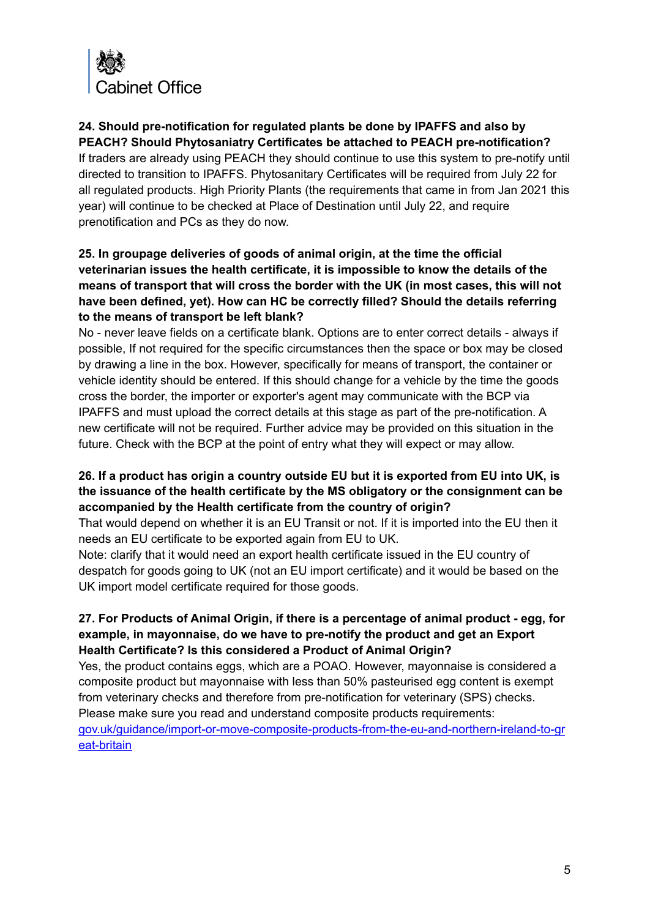**24. Should pre-notification for regulated plants be done by IPAFFS and also by PEACH? Should Phytosaniatry Certificates be attached to PEACH pre-notification?**

If traders are already using PEACH they should continue to use this system to pre-notify until directed to transition to IPAFFS. Phytosanitary Certificates will be required from July 22 for all regulated products. High Priority Plants (the requirements that came in from Jan 2021 this year) will continue to be checked at Place of Destination until July 22, and require prenotification and PCs as they do now.

**25. In groupage deliveries of goods of animal origin, at the time the official veterinarian issues the health certificate, it is impossible to know the details of the means of transport that will cross the border with the UK (in most cases, this will not have been defined, yet). How can HC be correctly filled? Should the details referring to the means of transport be left blank?**

No - never leave fields on a certificate blank. Options are to enter correct details - always if possible, If not required for the specific circumstances then the space or box may be closed by drawing a line in the box. However, specifically for means of transport, the container or vehicle identity should be entered. If this should change for a vehicle by the time the goods cross the border, the importer or exporter's agent may communicate with the BCP via IPAFFS and must upload the correct details at this stage as part of the pre-notification. A new certificate will not be required. Further advice may be provided on this situation in the future. Check with the BCP at the point of entry what they will expect or may allow.

**26. If a product has origin a country outside EU but it is exported from EU into UK, is the issuance of the health certificate by the MS obligatory or the consignment can be accompanied by the Health certificate from the country of origin?**

That would depend on whether it is an EU Transit or not. If it is imported into the EU then it needs an EU certificate to be exported again from EU to UK.

Note: clarify that it would need an export health certificate issued in the EU country of despatch for goods going to UK (not an EU import certificate) and it would be based on the UK import model certificate required for those goods.

**27. For Products of Animal Origin, if there is a percentage of animal product - egg, for example, in mayonnaise, do we have to pre-notify the product and get an Export Health Certificate? Is this considered a Product of Animal Origin?**

Yes, the product contains eggs, which are a POAO. However, mayonnaise is considered a composite product but mayonnaise with less than 50% pasteurised egg content is exempt from veterinary checks and therefore from pre-notification for veterinary (SPS) checks. Please make sure you read and understand composite products requirements: [gov.uk/guidance/import-or-move-composite-products-from-the-eu-and-northern-ireland-to-great-britain](https://gov.uk/guidance/import-or-move-composite-products-from-the-eu-and-northern-ireland-to-great-britain)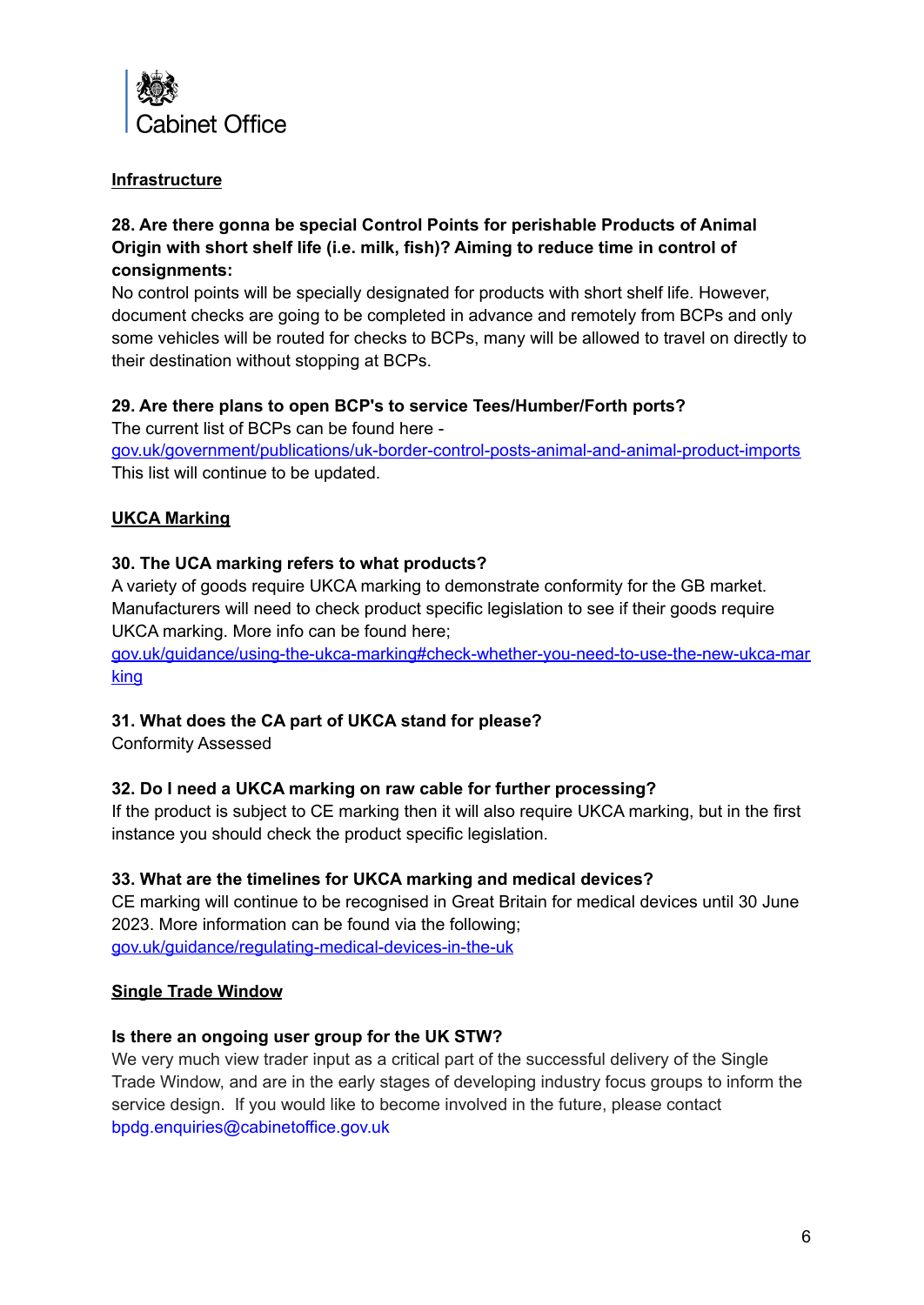Cabinet Office

**Infrastructure**

**28. Are there gonna be special Control Points for perishable Products of Animal Origin with short shelf life (i.e. milk, fish)? Aiming to reduce time in control of consignments:**

No control points will be specially designated for products with short shelf life. However, document checks are going to be completed in advance and remotely from BCPs and only some vehicles will be routed for checks to BCPs, many will be allowed to travel on directly to their destination without stopping at BCPs.

**29. Are there plans to open BCP's to service Tees/Humber/Forth ports?**

The current list of BCPs can be found here - [gov.uk/government/publications/uk-border-control-posts-animal-and-animal-product-imports](gov.uk/government/publications/uk-border-control-posts-animal-and-animal-product-imports)

This list will continue to be updated.

**UKCA Marking**

**30. The UCA marking refers to what products?**

A variety of goods require UKCA marking to demonstrate conformity for the GB market. Manufacturers will need to check product specific legislation to see if their goods require UKCA marking. More info can be found here; [gov.uk/guidance/using-the-ukca-marking#check-whether-you-need-to-use-the-new-ukca-marking](gov.uk/guidance/using-the-ukca-marking#check-whether-you-need-to-use-the-new-ukca-marking)

**31. What does the CA part of UKCA stand for please?**

Conformity Assessed

**32. Do I need a UKCA marking on raw cable for further processing?**

If the product is subject to CE marking then it will also require UKCA marking, but in the first instance you should check the product specific legislation.

**33. What are the timelines for UKCA marking and medical devices?**

CE marking will continue to be recognised in Great Britain for medical devices until 30 June 2023. More information can be found via the following; [gov.uk/guidance/regulating-medical-devices-in-the-uk](gov.uk/guidance/regulating-medical-devices-in-the-uk)

**Single Trade Window**

**Is there an ongoing user group for the UK STW?**

We very much view trader input as a critical part of the successful delivery of the Single Trade Window, and are in the early stages of developing industry focus groups to inform the service design. If you would like to become involved in the future, please contact bpdg.enquiries@cabinetoffice.gov.uk